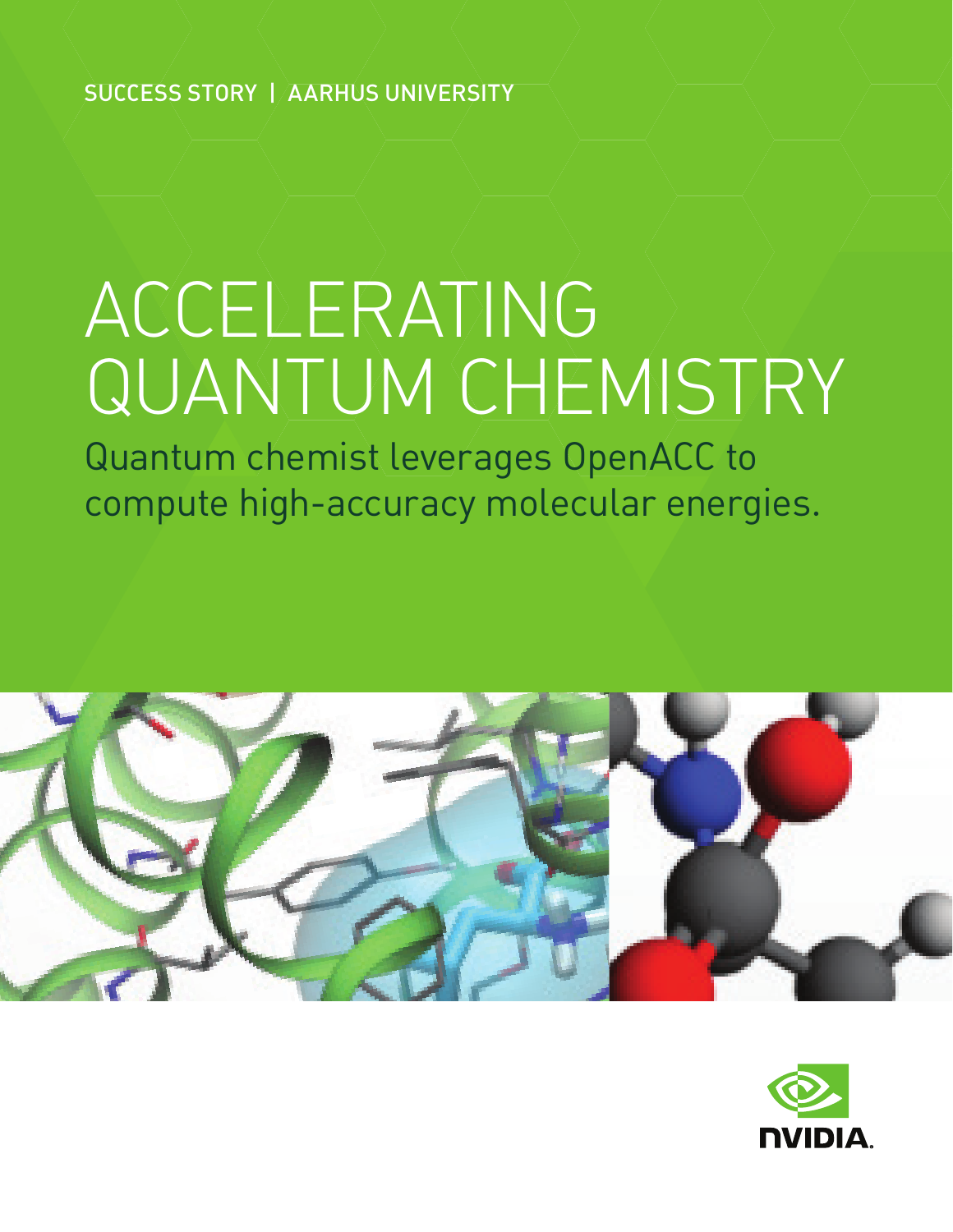SUCCESS STORY | AARHUS UNIVERSITY

# ACCELERATING QUANTUM CHEMISTRY

Quantum chemist leverages OpenACC to compute high-accuracy molecular energies.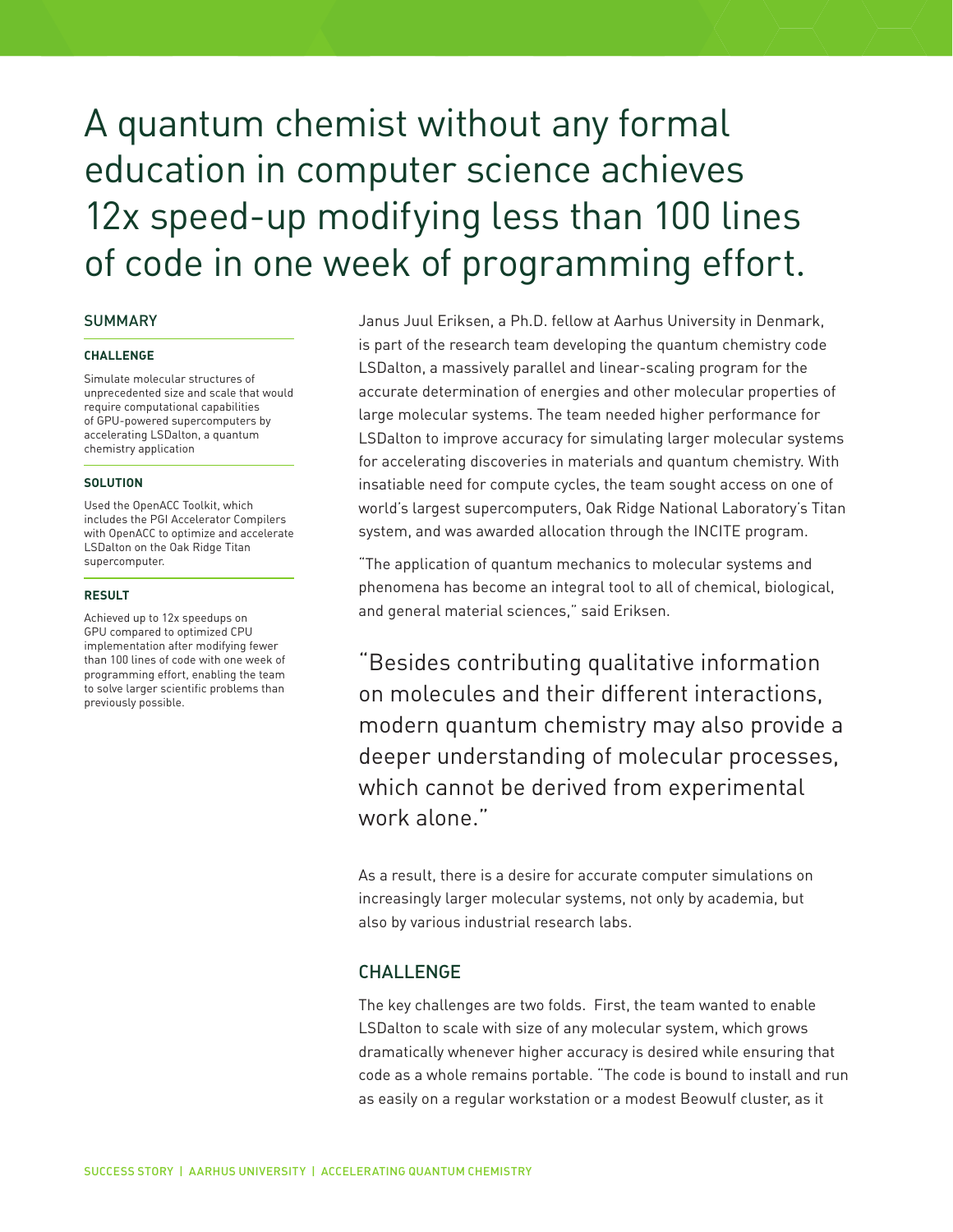# A quantum chemist without any formal education in computer science achieves 12x speed-up modifying less than 100 lines of code in one week of programming effort.

## SUMMARY

### CHALLENGE

Simulate molecular structures of unprecedented size and scale that would require computational capabilities of GPU-powered supercomputers by accelerating LSDalton, a quantum chemistry application

### SOLUTION

Used the OpenACC Toolkit, which includes the PGI Accelerator Compilers with OpenACC to optimize and accelerate LSDalton on the Oak Ridge Titan supercomputer.

### RESULT

Achieved up to 12x speedups on GPU compared to optimized CPU implementation after modifying fewer than 100 lines of code with one week of programming effort, enabling the team to solve larger scientific problems than previously possible.

Janus Juul Eriksen, a Ph.D. fellow at Aarhus University in Denmark, is part of the research team developing the quantum chemistry code LSDalton, a massively parallel and linear-scaling program for the accurate determination of energies and other molecular properties of large molecular systems. The team needed higher performance for LSDalton to improve accuracy for simulating larger molecular systems for accelerating discoveries in materials and quantum chemistry. With insatiable need for compute cycles, the team sought access on one of world's largest supercomputers, Oak Ridge National Laboratory's Titan system, and was awarded allocation through the INCITE program.

"The application of quantum mechanics to molecular systems and phenomena has become an integral tool to all of chemical, biological, and general material sciences," said Eriksen.

> "Besides contributing qualitative information on molecules and their different interactions, modern quantum chemistry may also provide a deeper understanding of molecular processes, which cannot be derived from experimental work alone."

As a result, there is a desire for accurate computer simulations on increasingly larger molecular systems, not only by academia, but also by various industrial research labs.

## CHALLENGE

The key challenges are two folds. First, the team wanted to enable LSDalton to scale with size of any molecular system, which grows dramatically whenever higher accuracy is desired while ensuring that code as a whole remains portable. "The code is bound to install and run as easily on a regular workstation or a modest Beowulf cluster, as it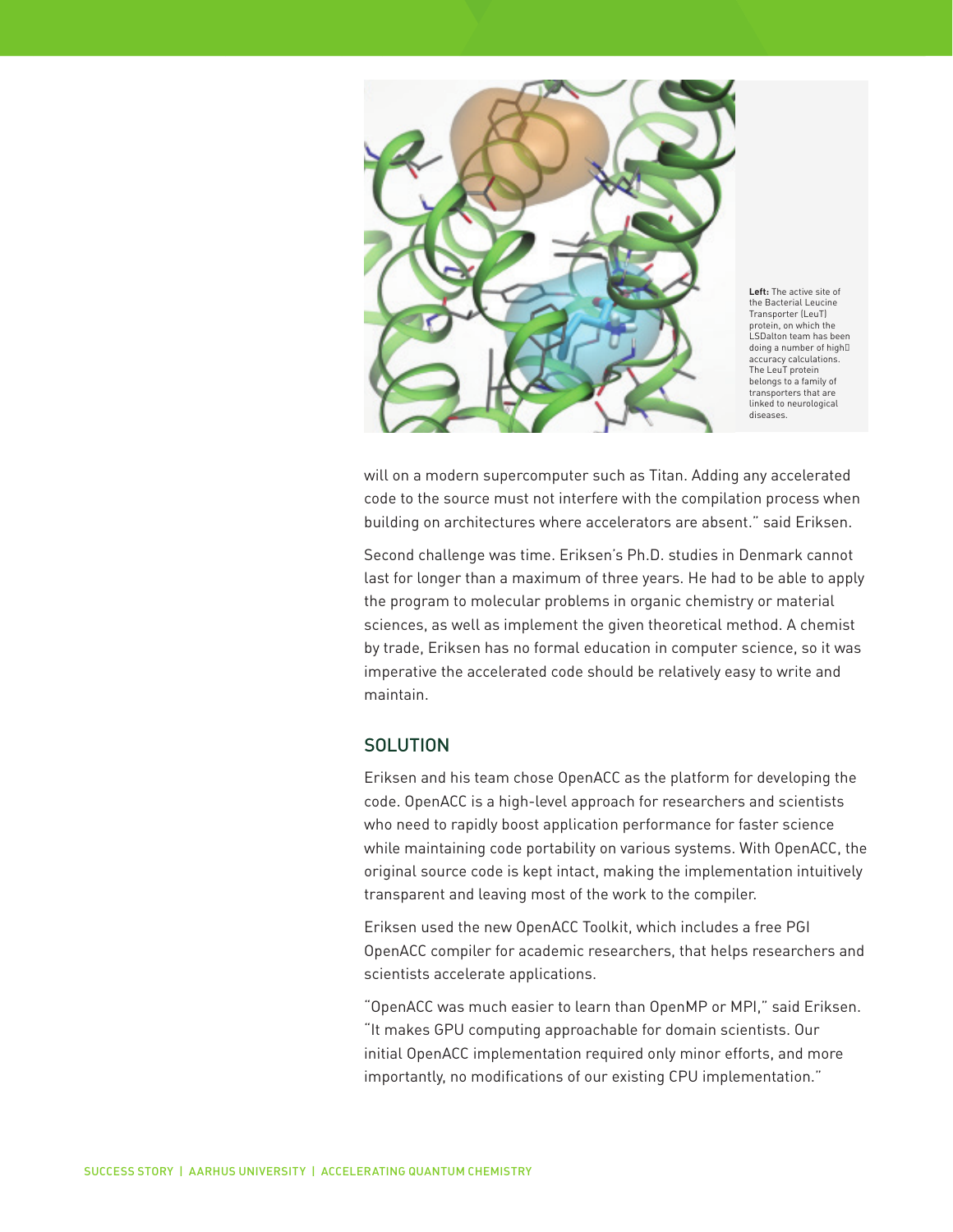**Left:** The active site of the Bacterial Leucine Transporter (LeuT) protein, on which the LSDalton team has been doing a number of high‑accuracy calculations. The LeuT protein belongs to a family of transporters that are linked to neurological diseases.

will on a modern supercomputer such as Titan. Adding any accelerated code to the source must not interfere with the compilation process when building on architectures where accelerators are absent." said Eriksen.

Second challenge was time. Eriksen's Ph.D. studies in Denmark cannot last for longer than a maximum of three years. He had to be able to apply the program to molecular problems in organic chemistry or material sciences, as well as implement the given theoretical method. A chemist by trade, Eriksen has no formal education in computer science, so it was imperative the accelerated code should be relatively easy to write and maintain.

## SOLUTION

Eriksen and his team chose OpenACC as the platform for developing the code. OpenACC is a high-level approach for researchers and scientists who need to rapidly boost application performance for faster science while maintaining code portability on various systems. With OpenACC, the original source code is kept intact, making the implementation intuitively transparent and leaving most of the work to the compiler.

Eriksen used the new OpenACC Toolkit, which includes a free PGI OpenACC compiler for academic researchers, that helps researchers and scientists accelerate applications.

"OpenACC was much easier to learn than OpenMP or MPI," said Eriksen. "It makes GPU computing approachable for domain scientists. Our initial OpenACC implementation required only minor efforts, and more importantly, no modifications of our existing CPU implementation."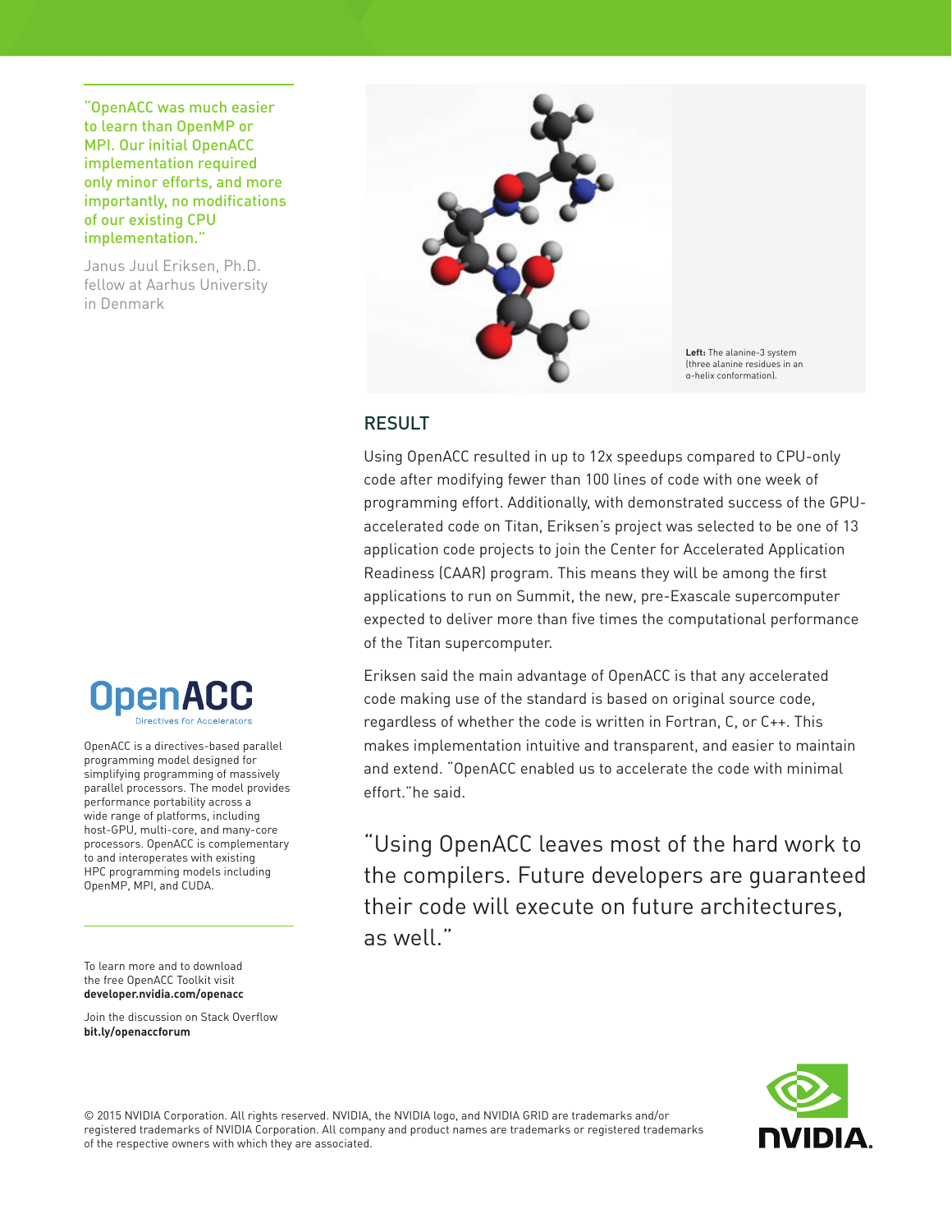"OpenACC was much easier to learn than OpenMP or MPI. Our initial OpenACC implementation required only minor efforts, and more importantly, no modifications of our existing CPU implementation."

Janus Juul Eriksen, Ph.D. fellow at Aarhus University in Denmark

**Left:** The alanine-3 system (three alanine residues in an α-helix conformation).

## RESULT

Using OpenACC resulted in up to 12x speedups compared to CPU-only code after modifying fewer than 100 lines of code with one week of programming effort. Additionally, with demonstrated success of the GPU-accelerated code on Titan, Eriksen's project was selected to be one of 13 application code projects to join the Center for Accelerated Application Readiness (CAAR) program. This means they will be among the first applications to run on Summit, the new, pre-Exascale supercomputer expected to deliver more than five times the computational performance of the Titan supercomputer.

Eriksen said the main advantage of OpenACC is that any accelerated code making use of the standard is based on original source code, regardless of whether the code is written in Fortran, C, or C++. This makes implementation intuitive and transparent, and easier to maintain and extend. "OpenACC enabled us to accelerate the code with minimal effort."he said.

"Using OpenACC leaves most of the hard work to the compilers. Future developers are guaranteed their code will execute on future architectures, as well."

OpenACC
Directives for Accelerators

OpenACC is a directives-based parallel programming model designed for simplifying programming of massively parallel processors. The model provides performance portability across a wide range of platforms, including host-GPU, multi-core, and many-core processors. OpenACC is complementary to and interoperates with existing HPC programming models including OpenMP, MPI, and CUDA.

To learn more and to download the free OpenACC Toolkit visit **developer.nvidia.com/openacc**

Join the discussion on Stack Overflow **bit.ly/openaccforum**

© 2015 NVIDIA Corporation. All rights reserved. NVIDIA, the NVIDIA logo, and NVIDIA GRID are trademarks and/or registered trademarks of NVIDIA Corporation. All company and product names are trademarks or registered trademarks of the respective owners with which they are associated.